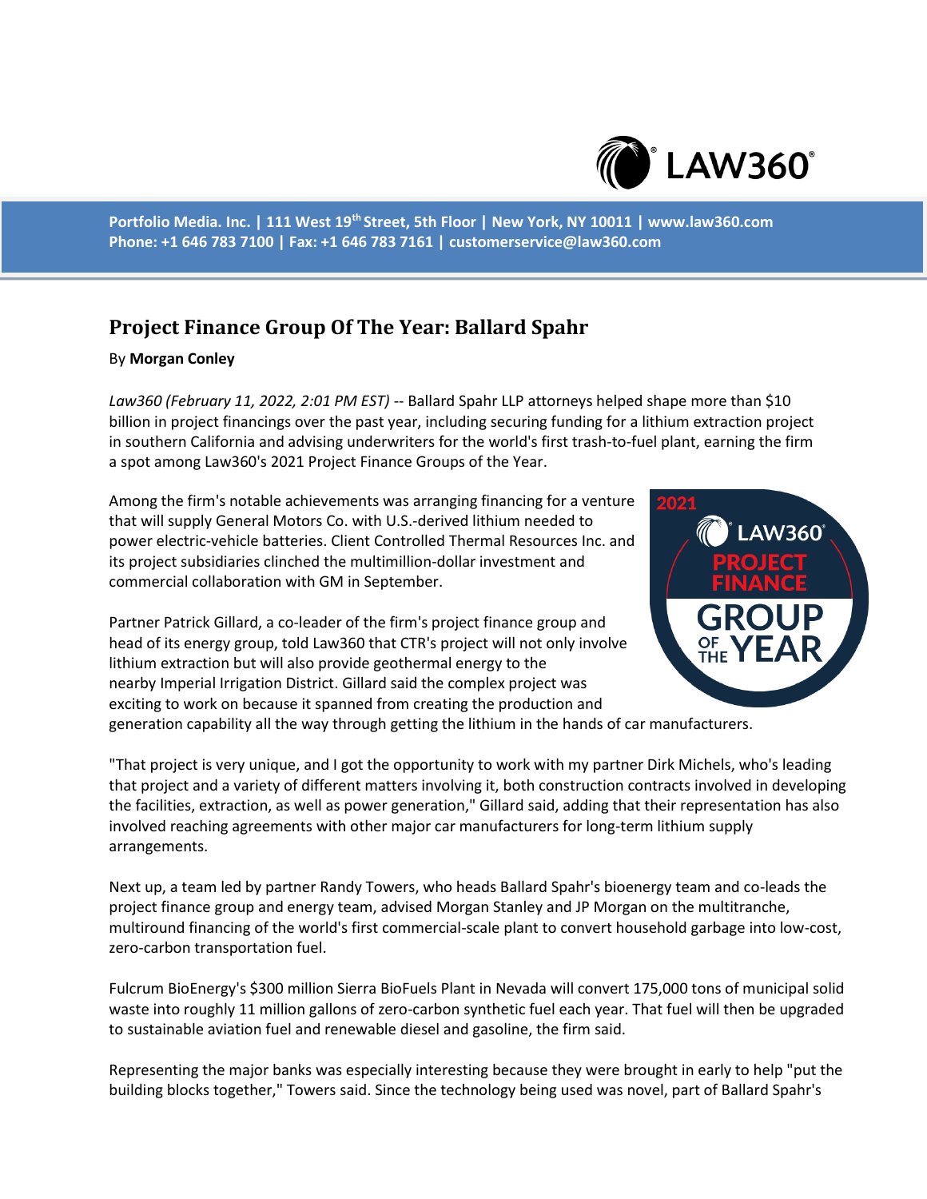Portfolio Media. Inc. | 111 West 19th Street, 5th Floor | New York, NY 10011 | www.law360.com
Phone: +1 646 783 7100 | Fax: +1 646 783 7161 | customerservice@law360.com

# Project Finance Group Of The Year: Ballard Spahr

By **Morgan Conley**

*Law360 (February 11, 2022, 2:01 PM EST)* -- Ballard Spahr LLP attorneys helped shape more than $10 billion in project financings over the past year, including securing funding for a lithium extraction project in southern California and advising underwriters for the world's first trash-to-fuel plant, earning the firm a spot among Law360's 2021 Project Finance Groups of the Year.

Among the firm's notable achievements was arranging financing for a venture that will supply General Motors Co. with U.S.-derived lithium needed to power electric-vehicle batteries. Client Controlled Thermal Resources Inc. and its project subsidiaries clinched the multimillion-dollar investment and commercial collaboration with GM in September.

Partner Patrick Gillard, a co-leader of the firm's project finance group and head of its energy group, told Law360 that CTR's project will not only involve lithium extraction but will also provide geothermal energy to the nearby Imperial Irrigation District. Gillard said the complex project was exciting to work on because it spanned from creating the production and generation capability all the way through getting the lithium in the hands of car manufacturers.

"That project is very unique, and I got the opportunity to work with my partner Dirk Michels, who's leading that project and a variety of different matters involving it, both construction contracts involved in developing the facilities, extraction, as well as power generation," Gillard said, adding that their representation has also involved reaching agreements with other major car manufacturers for long-term lithium supply arrangements.

Next up, a team led by partner Randy Towers, who heads Ballard Spahr's bioenergy team and co-leads the project finance group and energy team, advised Morgan Stanley and JP Morgan on the multitranche, multiround financing of the world's first commercial-scale plant to convert household garbage into low-cost, zero-carbon transportation fuel.

Fulcrum BioEnergy's $300 million Sierra BioFuels Plant in Nevada will convert 175,000 tons of municipal solid waste into roughly 11 million gallons of zero-carbon synthetic fuel each year. That fuel will then be upgraded to sustainable aviation fuel and renewable diesel and gasoline, the firm said.

Representing the major banks was especially interesting because they were brought in early to help "put the building blocks together," Towers said. Since the technology being used was novel, part of Ballard Spahr's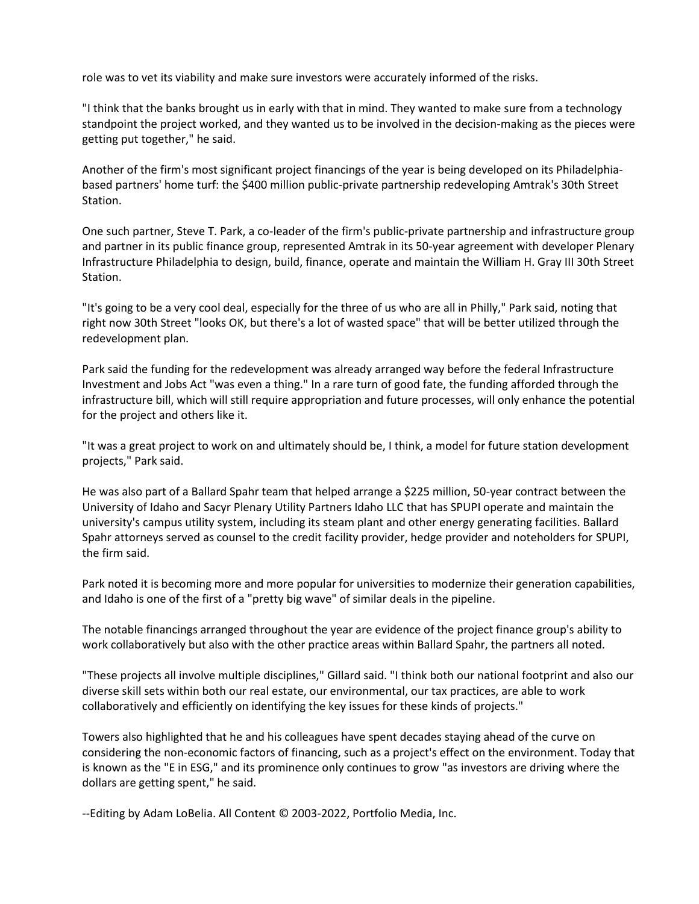role was to vet its viability and make sure investors were accurately informed of the risks.

"I think that the banks brought us in early with that in mind. They wanted to make sure from a technology standpoint the project worked, and they wanted us to be involved in the decision-making as the pieces were getting put together," he said.

Another of the firm's most significant project financings of the year is being developed on its Philadelphia-based partners' home turf: the $400 million public-private partnership redeveloping Amtrak's 30th Street Station.

One such partner, Steve T. Park, a co-leader of the firm's public-private partnership and infrastructure group and partner in its public finance group, represented Amtrak in its 50-year agreement with developer Plenary Infrastructure Philadelphia to design, build, finance, operate and maintain the William H. Gray III 30th Street Station.

"It's going to be a very cool deal, especially for the three of us who are all in Philly," Park said, noting that right now 30th Street "looks OK, but there's a lot of wasted space" that will be better utilized through the redevelopment plan.

Park said the funding for the redevelopment was already arranged way before the federal Infrastructure Investment and Jobs Act "was even a thing." In a rare turn of good fate, the funding afforded through the infrastructure bill, which will still require appropriation and future processes, will only enhance the potential for the project and others like it.

"It was a great project to work on and ultimately should be, I think, a model for future station development projects," Park said.

He was also part of a Ballard Spahr team that helped arrange a $225 million, 50-year contract between the University of Idaho and Sacyr Plenary Utility Partners Idaho LLC that has SPUPI operate and maintain the university's campus utility system, including its steam plant and other energy generating facilities. Ballard Spahr attorneys served as counsel to the credit facility provider, hedge provider and noteholders for SPUPI, the firm said.

Park noted it is becoming more and more popular for universities to modernize their generation capabilities, and Idaho is one of the first of a "pretty big wave" of similar deals in the pipeline.

The notable financings arranged throughout the year are evidence of the project finance group's ability to work collaboratively but also with the other practice areas within Ballard Spahr, the partners all noted.

"These projects all involve multiple disciplines," Gillard said. "I think both our national footprint and also our diverse skill sets within both our real estate, our environmental, our tax practices, are able to work collaboratively and efficiently on identifying the key issues for these kinds of projects."

Towers also highlighted that he and his colleagues have spent decades staying ahead of the curve on considering the non-economic factors of financing, such as a project's effect on the environment. Today that is known as the "E in ESG," and its prominence only continues to grow "as investors are driving where the dollars are getting spent," he said.

--Editing by Adam LoBelia. All Content © 2003-2022, Portfolio Media, Inc.